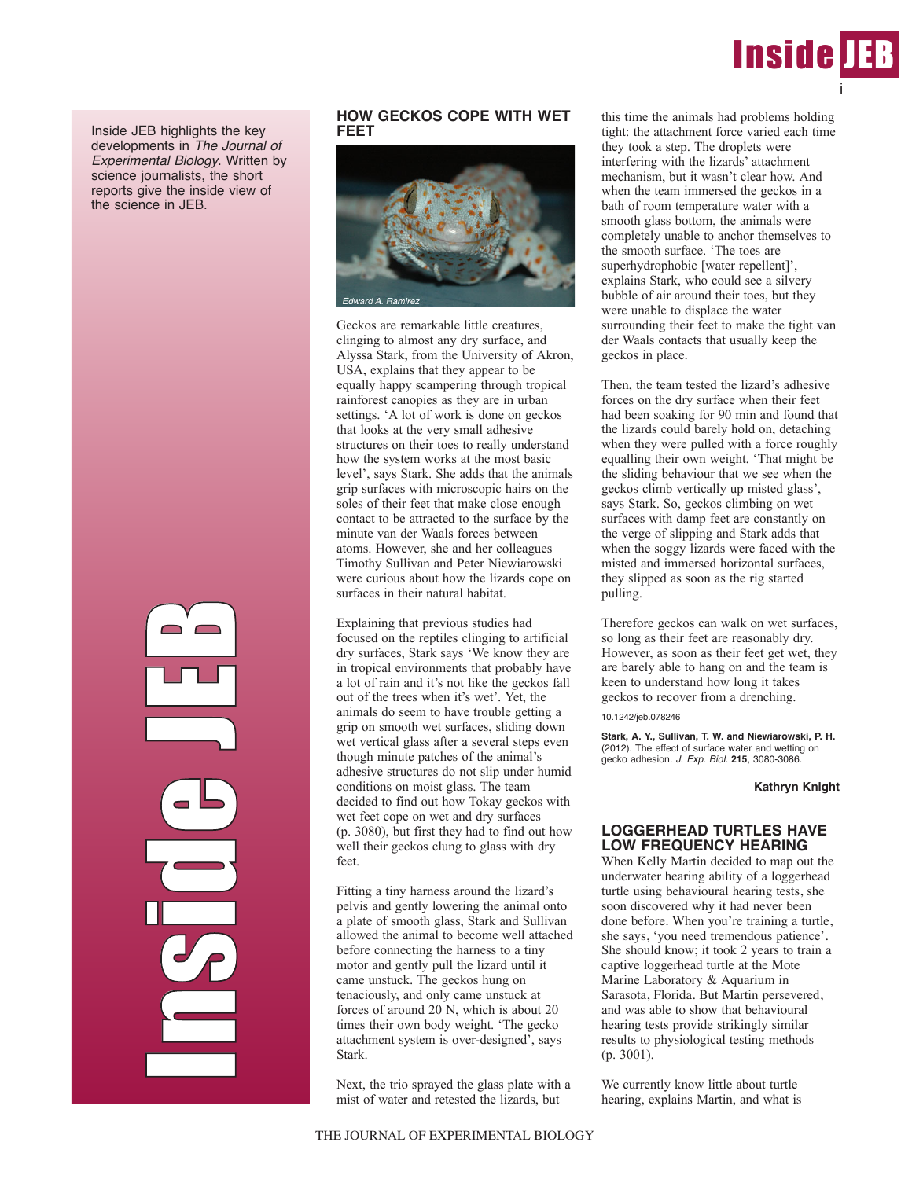Inside JEB highlights the key developments in *The Journal of Experimental Biology*. Written by science journalists, the short reports give the inside view of the science in JEB.

## HOW GECKOS COPE WITH WET FEET

Edward A. Ramirez

Geckos are remarkable little creatures, clinging to almost any dry surface, and Alyssa Stark, from the University of Akron, USA, explains that they appear to be equally happy scampering through tropical rainforest canopies as they are in urban settings. 'A lot of work is done on geckos that looks at the very small adhesive structures on their toes to really understand how the system works at the most basic level', says Stark. She adds that the animals grip surfaces with microscopic hairs on the soles of their feet that make close enough contact to be attracted to the surface by the minute van der Waals forces between atoms. However, she and her colleagues Timothy Sullivan and Peter Niewiarowski were curious about how the lizards cope on surfaces in their natural habitat.

Explaining that previous studies had focused on the reptiles clinging to artificial dry surfaces, Stark says 'We know they are in tropical environments that probably have a lot of rain and it's not like the geckos fall out of the trees when it's wet'. Yet, the animals do seem to have trouble getting a grip on smooth wet surfaces, sliding down wet vertical glass after a several steps even though minute patches of the animal's adhesive structures do not slip under humid conditions on moist glass. The team decided to find out how Tokay geckos with wet feet cope on wet and dry surfaces (p. 3080), but first they had to find out how well their geckos clung to glass with dry feet.

Fitting a tiny harness around the lizard's pelvis and gently lowering the animal onto a plate of smooth glass, Stark and Sullivan allowed the animal to become well attached before connecting the harness to a tiny motor and gently pull the lizard until it came unstuck. The geckos hung on tenaciously, and only came unstuck at forces of around 20 N, which is about 20 times their own body weight. 'The gecko attachment system is over-designed', says Stark.

Next, the trio sprayed the glass plate with a mist of water and retested the lizards, but this time the animals had problems holding tight: the attachment force varied each time they took a step. The droplets were interfering with the lizards' attachment mechanism, but it wasn't clear how. And when the team immersed the geckos in a bath of room temperature water with a smooth glass bottom, the animals were completely unable to anchor themselves to the smooth surface. 'The toes are superhydrophobic [water repellent]', explains Stark, who could see a silvery bubble of air around their toes, but they were unable to displace the water surrounding their feet to make the tight van der Waals contacts that usually keep the geckos in place.

Then, the team tested the lizard's adhesive forces on the dry surface when their feet had been soaking for 90 min and found that the lizards could barely hold on, detaching when they were pulled with a force roughly equalling their own weight. 'That might be the sliding behaviour that we see when the geckos climb vertically up misted glass', says Stark. So, geckos climbing on wet surfaces with damp feet are constantly on the verge of slipping and Stark adds that when the soggy lizards were faced with the misted and immersed horizontal surfaces, they slipped as soon as the rig started pulling.

Therefore geckos can walk on wet surfaces, so long as their feet are reasonably dry. However, as soon as their feet get wet, they are barely able to hang on and the team is keen to understand how long it takes geckos to recover from a drenching.

10.1242/jeb.078246

**Stark, A. Y., Sullivan, T. W. and Niewiarowski, P. H.** (2012). The effect of surface water and wetting on gecko adhesion. *J. Exp. Biol.* **215**, 3080-3086.

**Kathryn Knight**

## LOGGERHEAD TURTLES HAVE LOW FREQUENCY HEARING

When Kelly Martin decided to map out the underwater hearing ability of a loggerhead turtle using behavioural hearing tests, she soon discovered why it had never been done before. When you're training a turtle, she says, 'you need tremendous patience'. She should know; it took 2 years to train a captive loggerhead turtle at the Mote Marine Laboratory & Aquarium in Sarasota, Florida. But Martin persevered, and was able to show that behavioural hearing tests provide strikingly similar results to physiological testing methods (p. 3001).

We currently know little about turtle hearing, explains Martin, and what is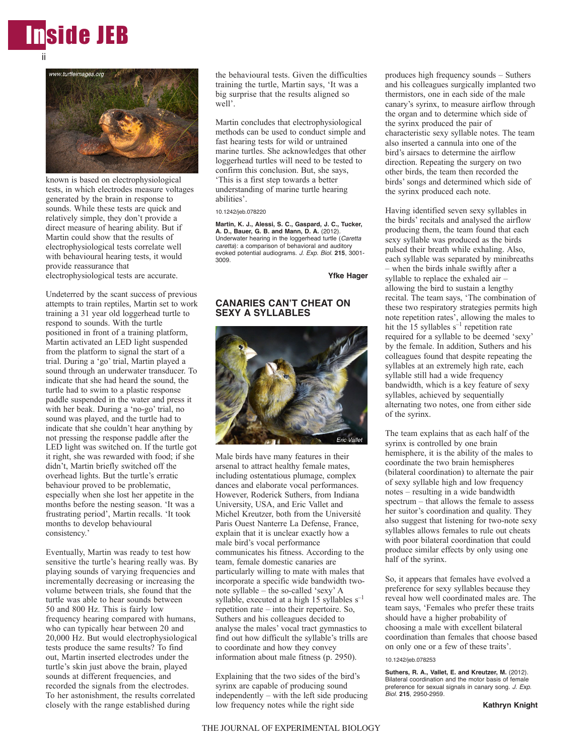known is based on electrophysiological tests, in which electrodes measure voltages generated by the brain in response to sounds. While these tests are quick and relatively simple, they don't provide a direct measure of hearing ability. But if Martin could show that the results of electrophysiological tests correlate well with behavioural hearing tests, it would provide reassurance that electrophysiological tests are accurate.

Undeterred by the scant success of previous attempts to train reptiles, Martin set to work training a 31 year old loggerhead turtle to respond to sounds. With the turtle positioned in front of a training platform, Martin activated an LED light suspended from the platform to signal the start of a trial. During a 'go' trial, Martin played a sound through an underwater transducer. To indicate that she had heard the sound, the turtle had to swim to a plastic response paddle suspended in the water and press it with her beak. During a 'no-go' trial, no sound was played, and the turtle had to indicate that she couldn't hear anything by not pressing the response paddle after the LED light was switched on. If the turtle got it right, she was rewarded with food; if she didn't, Martin briefly switched off the overhead lights. But the turtle's erratic behaviour proved to be problematic, especially when she lost her appetite in the months before the nesting season. 'It was a frustrating period', Martin recalls. 'It took months to develop behavioural consistency.'

Eventually, Martin was ready to test how sensitive the turtle's hearing really was. By playing sounds of varying frequencies and incrementally decreasing or increasing the volume between trials, she found that the turtle was able to hear sounds between 50 and 800 Hz. This is fairly low frequency hearing compared with humans, who can typically hear between 20 and 20,000 Hz. But would electrophysiological tests produce the same results? To find out, Martin inserted electrodes under the turtle's skin just above the brain, played sounds at different frequencies, and recorded the signals from the electrodes. To her astonishment, the results correlated closely with the range established during the behavioural tests. Given the difficulties training the turtle, Martin says, 'It was a big surprise that the results aligned so well'.

Martin concludes that electrophysiological methods can be used to conduct simple and fast hearing tests for wild or untrained marine turtles. She acknowledges that other loggerhead turtles will need to be tested to confirm this conclusion. But, she says, 'This is a first step towards a better understanding of marine turtle hearing abilities'.

10.1242/jeb.078220

**Martin, K. J., Alessi, S. C., Gaspard, J. C., Tucker, A. D., Bauer, G. B. and Mann, D. A.** (2012). Underwater hearing in the loggerhead turtle (*Caretta caretta*): a comparison of behavioral and auditory evoked potential audiograms. *J. Exp. Biol.* **215**, 3001-3009.

**Yfke Hager**

## CANARIES CAN'T CHEAT ON SEXY A SYLLABLES

Male birds have many features in their arsenal to attract healthy female mates, including ostentatious plumage, complex dances and elaborate vocal performances. However, Roderick Suthers, from Indiana University, USA, and Eric Vallet and Michel Kreutzer, both from the Université Paris Ouest Nanterre La Defense, France, explain that it is unclear exactly how a male bird's vocal performance communicates his fitness. According to the team, female domestic canaries are particularly willing to mate with males that incorporate a specific wide bandwidth two-note syllable – the so-called 'sexy' A syllable, executed at a high 15 syllables $s^{-1}$ repetition rate – into their repertoire. So, Suthers and his colleagues decided to analyse the males' vocal tract gymnastics to find out how difficult the syllable's trills are to coordinate and how they convey information about male fitness (p. 2950).

Explaining that the two sides of the bird's syrinx are capable of producing sound independently – with the left side producing low frequency notes while the right side produces high frequency sounds – Suthers and his colleagues surgically implanted two thermistors, one in each side of the male canary's syrinx, to measure airflow through the organ and to determine which side of the syrinx produced the pair of characteristic sexy syllable notes. The team also inserted a cannula into one of the bird's airsacs to determine the airflow direction. Repeating the surgery on two other birds, the team then recorded the birds' songs and determined which side of the syrinx produced each note.

Having identified seven sexy syllables in the birds' recitals and analysed the airflow producing them, the team found that each sexy syllable was produced as the birds pulsed their breath while exhaling. Also, each syllable was separated by minibreaths – when the birds inhale swiftly after a syllable to replace the exhaled air – allowing the bird to sustain a lengthy recital. The team says, 'The combination of these two respiratory strategies permits high note repetition rates', allowing the males to hit the 15 syllables $s^{-1}$ repetition rate required for a syllable to be deemed 'sexy' by the female. In addition, Suthers and his colleagues found that despite repeating the syllables at an extremely high rate, each syllable still had a wide frequency bandwidth, which is a key feature of sexy syllables, achieved by sequentially alternating two notes, one from either side of the syrinx.

The team explains that as each half of the syrinx is controlled by one brain hemisphere, it is the ability of the males to coordinate the two brain hemispheres (bilateral coordination) to alternate the pair of sexy syllable high and low frequency notes – resulting in a wide bandwidth spectrum – that allows the female to assess her suitor's coordination and quality. They also suggest that listening for two-note sexy syllables allows females to rule out cheats with poor bilateral coordination that could produce similar effects by only using one half of the syrinx.

So, it appears that females have evolved a preference for sexy syllables because they reveal how well coordinated males are. The team says, 'Females who prefer these traits should have a higher probability of choosing a male with excellent bilateral coordination than females that choose based on only one or a few of these traits'.

10.1242/jeb.078253

**Suthers, R. A., Vallet, E. and Kreutzer, M.** (2012). Bilateral coordination and the motor basis of female preference for sexual signals in canary song. *J. Exp. Biol.* **215**, 2950-2959.

**Kathryn Knight**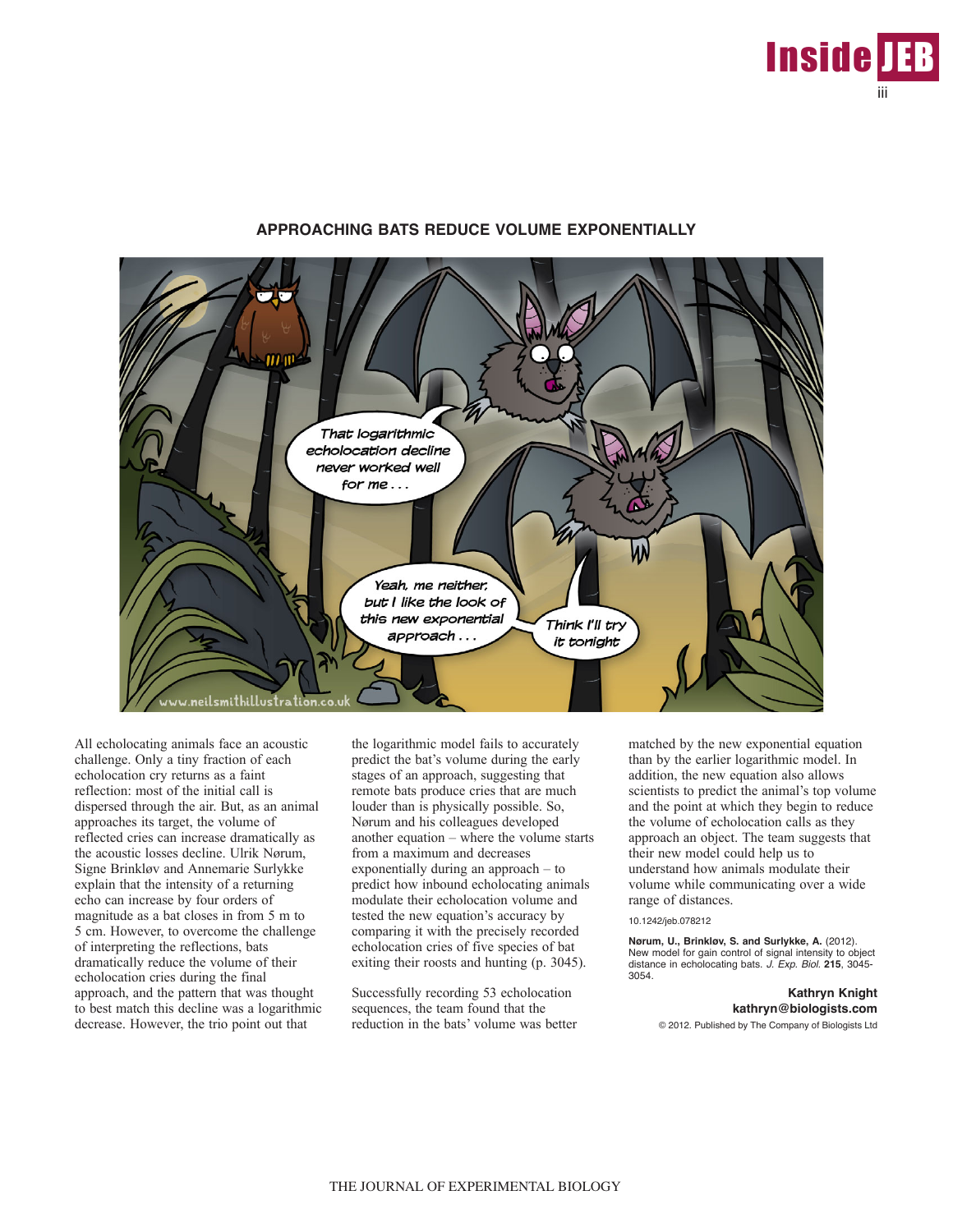## APPROACHING BATS REDUCE VOLUME EXPONENTIALLY

All echolocating animals face an acoustic challenge. Only a tiny fraction of each echolocation cry returns as a faint reflection: most of the initial call is dispersed through the air. But, as an animal approaches its target, the volume of reflected cries can increase dramatically as the acoustic losses decline. Ulrik Nørum, Signe Brinkløv and Annemarie Surlykke explain that the intensity of a returning echo can increase by four orders of magnitude as a bat closes in from 5 m to 5 cm. However, to overcome the challenge of interpreting the reflections, bats dramatically reduce the volume of their echolocation cries during the final approach, and the pattern that was thought to best match this decline was a logarithmic decrease. However, the trio point out that the logarithmic model fails to accurately predict the bat's volume during the early stages of an approach, suggesting that remote bats produce cries that are much louder than is physically possible. So, Nørum and his colleagues developed another equation – where the volume starts from a maximum and decreases exponentially during an approach – to predict how inbound echolocating animals modulate their echolocation volume and tested the new equation's accuracy by comparing it with the precisely recorded echolocation cries of five species of bat exiting their roosts and hunting (p. 3045).

Successfully recording 53 echolocation sequences, the team found that the reduction in the bats' volume was better matched by the new exponential equation than by the earlier logarithmic model. In addition, the new equation also allows scientists to predict the animal's top volume and the point at which they begin to reduce the volume of echolocation calls as they approach an object. The team suggests that their new model could help us to understand how animals modulate their volume while communicating over a wide range of distances.

10.1242/jeb.078212

**Nørum, U., Brinkløv, S. and Surlykke, A.** (2012). New model for gain control of signal intensity to object distance in echolocating bats. *J. Exp. Biol.* **215**, 3045-3054.

**Kathryn Knight**
**kathryn@biologists.com**

© 2012. Published by The Company of Biologists Ltd